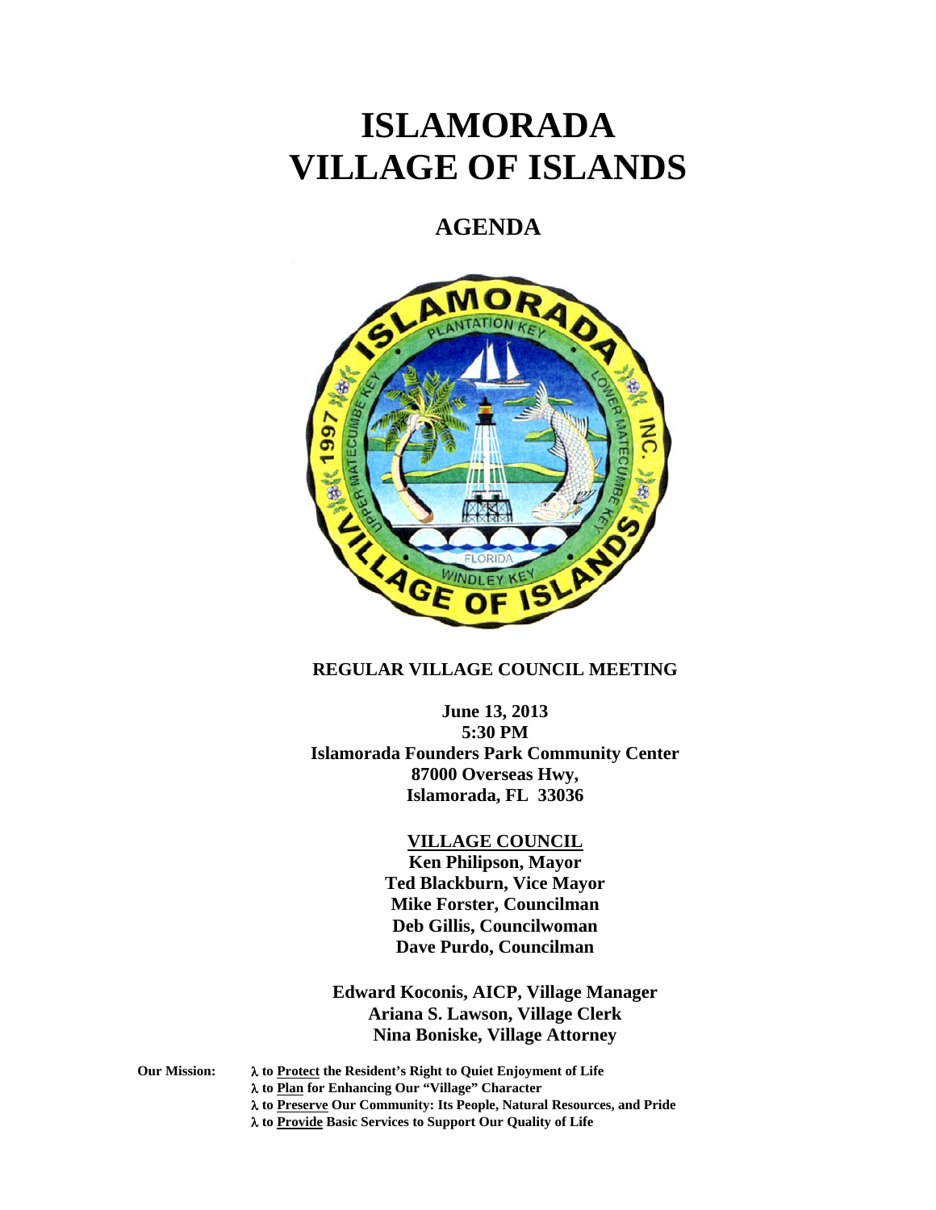# ISLAMORADA VILLAGE OF ISLANDS

## AGENDA

### REGULAR VILLAGE COUNCIL MEETING

**June 13, 2013**
**5:30 PM**
**Islamorada Founders Park Community Center**
**87000 Overseas Hwy,**
**Islamorada, FL 33036**

**VILLAGE COUNCIL**

**Ken Philipson, Mayor**
**Ted Blackburn, Vice Mayor**
**Mike Forster, Councilman**
**Deb Gillis, Councilwoman**
**Dave Purdo, Councilman**

**Edward Koconis, AICP, Village Manager**
**Ariana S. Lawson, Village Clerk**
**Nina Boniske, Village Attorney**

**Our Mission:**

- **to Protect the Resident's Right to Quiet Enjoyment of Life**
- **to Plan for Enhancing Our "Village" Character**
- **to Preserve Our Community: Its People, Natural Resources, and Pride**
- **to Provide Basic Services to Support Our Quality of Life**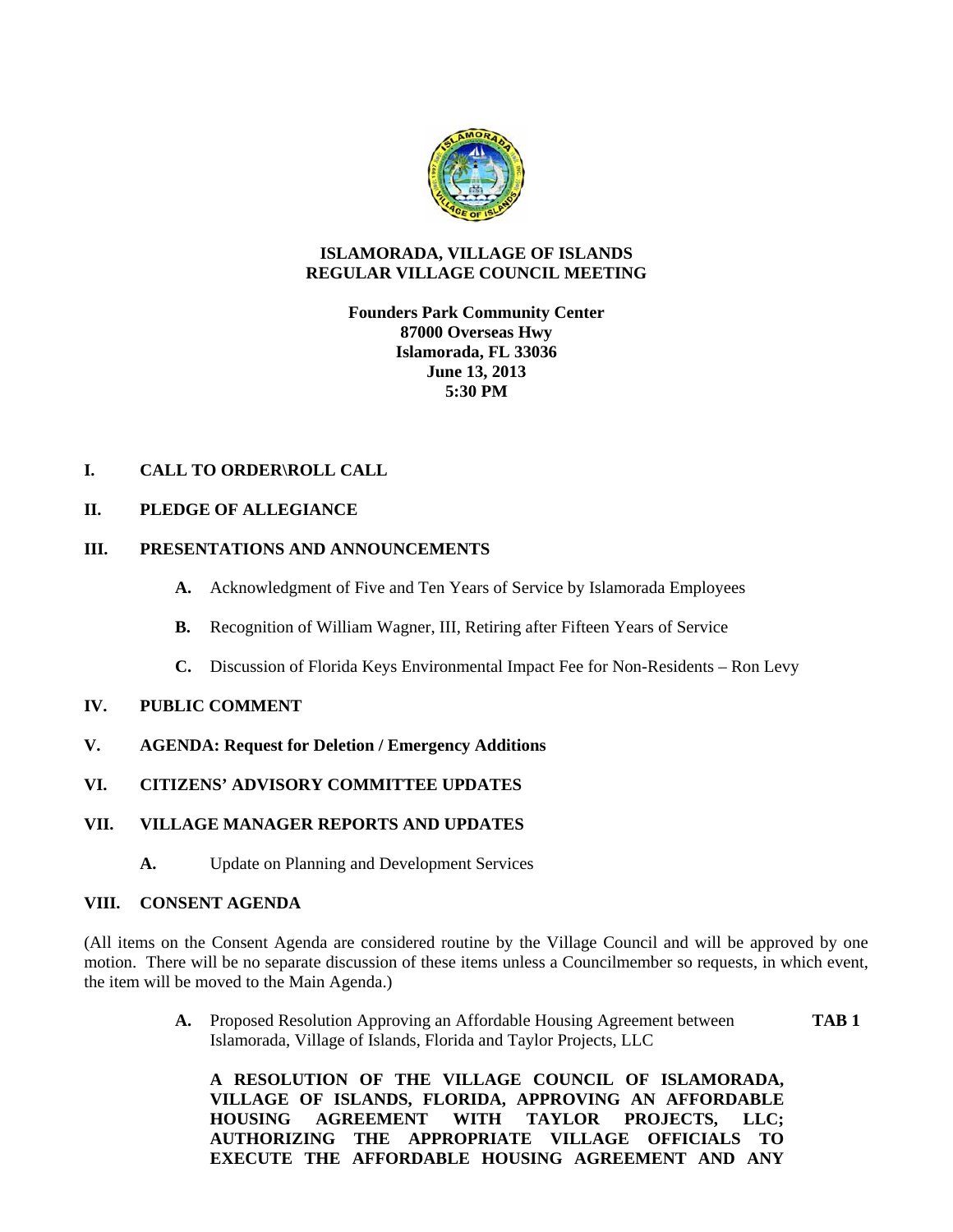# ISLAMORADA, VILLAGE OF ISLANDS
# REGULAR VILLAGE COUNCIL MEETING

**Founders Park Community Center**
**87000 Overseas Hwy**
**Islamorada, FL 33036**
**June 13, 2013**
**5:30 PM**

## I. CALL TO ORDER\ROLL CALL

## II. PLEDGE OF ALLEGIANCE

## III. PRESENTATIONS AND ANNOUNCEMENTS

- **A.** Acknowledgment of Five and Ten Years of Service by Islamorada Employees
- **B.** Recognition of William Wagner, III, Retiring after Fifteen Years of Service
- **C.** Discussion of Florida Keys Environmental Impact Fee for Non-Residents – Ron Levy

## IV. PUBLIC COMMENT

## V. AGENDA: Request for Deletion / Emergency Additions

## VI. CITIZENS' ADVISORY COMMITTEE UPDATES

## VII. VILLAGE MANAGER REPORTS AND UPDATES

- **A.** Update on Planning and Development Services

## VIII. CONSENT AGENDA

(All items on the Consent Agenda are considered routine by the Village Council and will be approved by one motion. There will be no separate discussion of these items unless a Councilmember so requests, in which event, the item will be moved to the Main Agenda.)

- **A.** Proposed Resolution Approving an Affordable Housing Agreement between Islamorada, Village of Islands, Florida and Taylor Projects, LLC **TAB 1**

  **A RESOLUTION OF THE VILLAGE COUNCIL OF ISLAMORADA, VILLAGE OF ISLANDS, FLORIDA, APPROVING AN AFFORDABLE HOUSING AGREEMENT WITH TAYLOR PROJECTS, LLC; AUTHORIZING THE APPROPRIATE VILLAGE OFFICIALS TO EXECUTE THE AFFORDABLE HOUSING AGREEMENT AND ANY**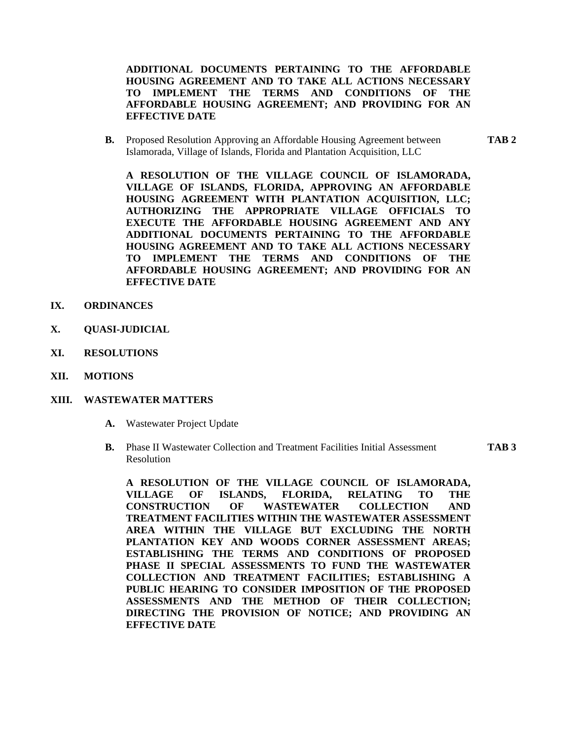**ADDITIONAL DOCUMENTS PERTAINING TO THE AFFORDABLE HOUSING AGREEMENT AND TO TAKE ALL ACTIONS NECESSARY TO IMPLEMENT THE TERMS AND CONDITIONS OF THE AFFORDABLE HOUSING AGREEMENT; AND PROVIDING FOR AN EFFECTIVE DATE**

**B.** Proposed Resolution Approving an Affordable Housing Agreement between Islamorada, Village of Islands, Florida and Plantation Acquisition, LLC **TAB 2**

**A RESOLUTION OF THE VILLAGE COUNCIL OF ISLAMORADA, VILLAGE OF ISLANDS, FLORIDA, APPROVING AN AFFORDABLE HOUSING AGREEMENT WITH PLANTATION ACQUISITION, LLC; AUTHORIZING THE APPROPRIATE VILLAGE OFFICIALS TO EXECUTE THE AFFORDABLE HOUSING AGREEMENT AND ANY ADDITIONAL DOCUMENTS PERTAINING TO THE AFFORDABLE HOUSING AGREEMENT AND TO TAKE ALL ACTIONS NECESSARY TO IMPLEMENT THE TERMS AND CONDITIONS OF THE AFFORDABLE HOUSING AGREEMENT; AND PROVIDING FOR AN EFFECTIVE DATE**

**IX. ORDINANCES**

**X. QUASI-JUDICIAL**

**XI. RESOLUTIONS**

**XII. MOTIONS**

**XIII. WASTEWATER MATTERS**

**A.** Wastewater Project Update

**B.** Phase II Wastewater Collection and Treatment Facilities Initial Assessment Resolution **TAB 3**

**A RESOLUTION OF THE VILLAGE COUNCIL OF ISLAMORADA, VILLAGE OF ISLANDS, FLORIDA, RELATING TO THE CONSTRUCTION OF WASTEWATER COLLECTION AND TREATMENT FACILITIES WITHIN THE WASTEWATER ASSESSMENT AREA WITHIN THE VILLAGE BUT EXCLUDING THE NORTH PLANTATION KEY AND WOODS CORNER ASSESSMENT AREAS; ESTABLISHING THE TERMS AND CONDITIONS OF PROPOSED PHASE II SPECIAL ASSESSMENTS TO FUND THE WASTEWATER COLLECTION AND TREATMENT FACILITIES; ESTABLISHING A PUBLIC HEARING TO CONSIDER IMPOSITION OF THE PROPOSED ASSESSMENTS AND THE METHOD OF THEIR COLLECTION; DIRECTING THE PROVISION OF NOTICE; AND PROVIDING AN EFFECTIVE DATE**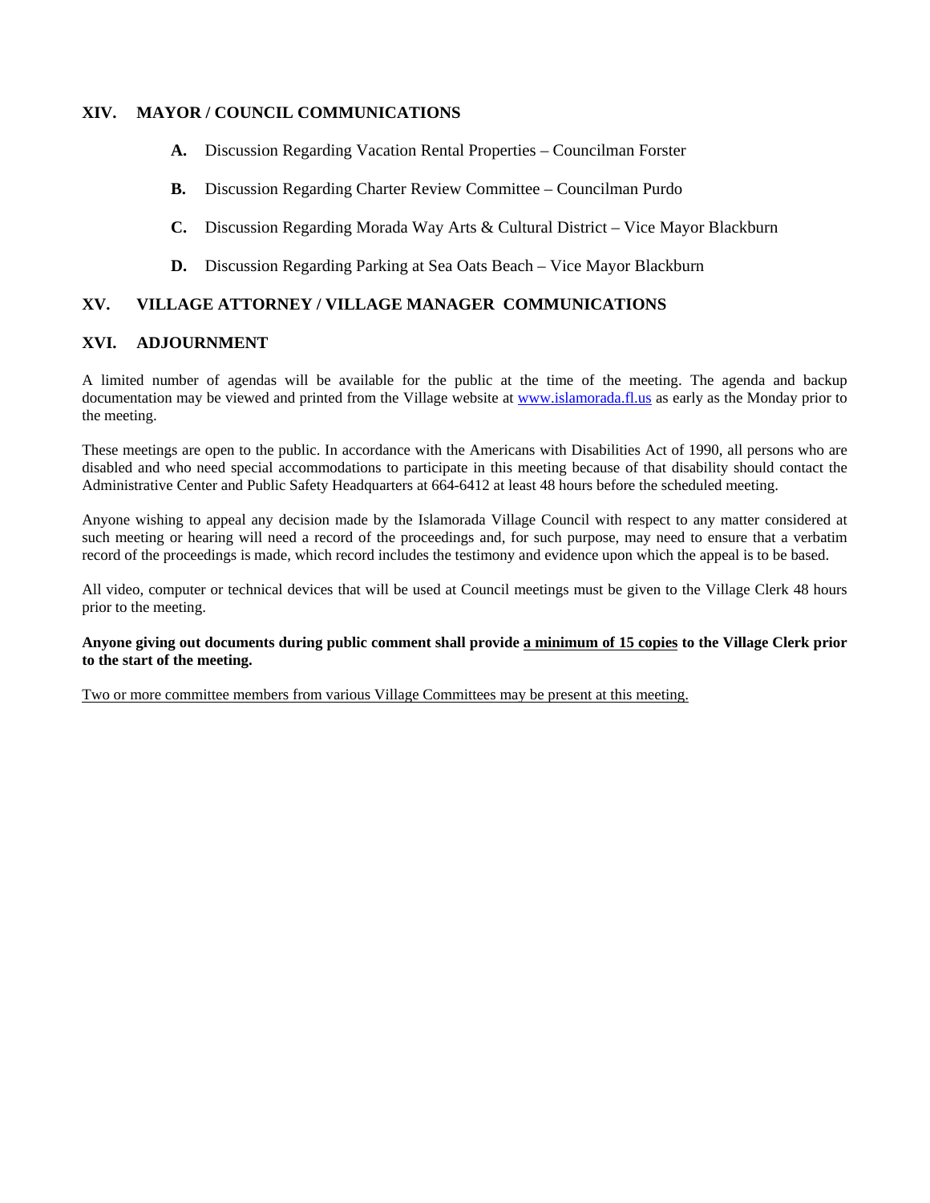## XIV. MAYOR / COUNCIL COMMUNICATIONS

- **A.** Discussion Regarding Vacation Rental Properties – Councilman Forster
- **B.** Discussion Regarding Charter Review Committee – Councilman Purdo
- **C.** Discussion Regarding Morada Way Arts & Cultural District – Vice Mayor Blackburn
- **D.** Discussion Regarding Parking at Sea Oats Beach – Vice Mayor Blackburn

## XV. VILLAGE ATTORNEY / VILLAGE MANAGER COMMUNICATIONS

## XVI. ADJOURNMENT

A limited number of agendas will be available for the public at the time of the meeting. The agenda and backup documentation may be viewed and printed from the Village website at www.islamorada.fl.us as early as the Monday prior to the meeting.

These meetings are open to the public. In accordance with the Americans with Disabilities Act of 1990, all persons who are disabled and who need special accommodations to participate in this meeting because of that disability should contact the Administrative Center and Public Safety Headquarters at 664-6412 at least 48 hours before the scheduled meeting.

Anyone wishing to appeal any decision made by the Islamorada Village Council with respect to any matter considered at such meeting or hearing will need a record of the proceedings and, for such purpose, may need to ensure that a verbatim record of the proceedings is made, which record includes the testimony and evidence upon which the appeal is to be based.

All video, computer or technical devices that will be used at Council meetings must be given to the Village Clerk 48 hours prior to the meeting.

**Anyone giving out documents during public comment shall provide a minimum of 15 copies to the Village Clerk prior to the start of the meeting.**

Two or more committee members from various Village Committees may be present at this meeting.